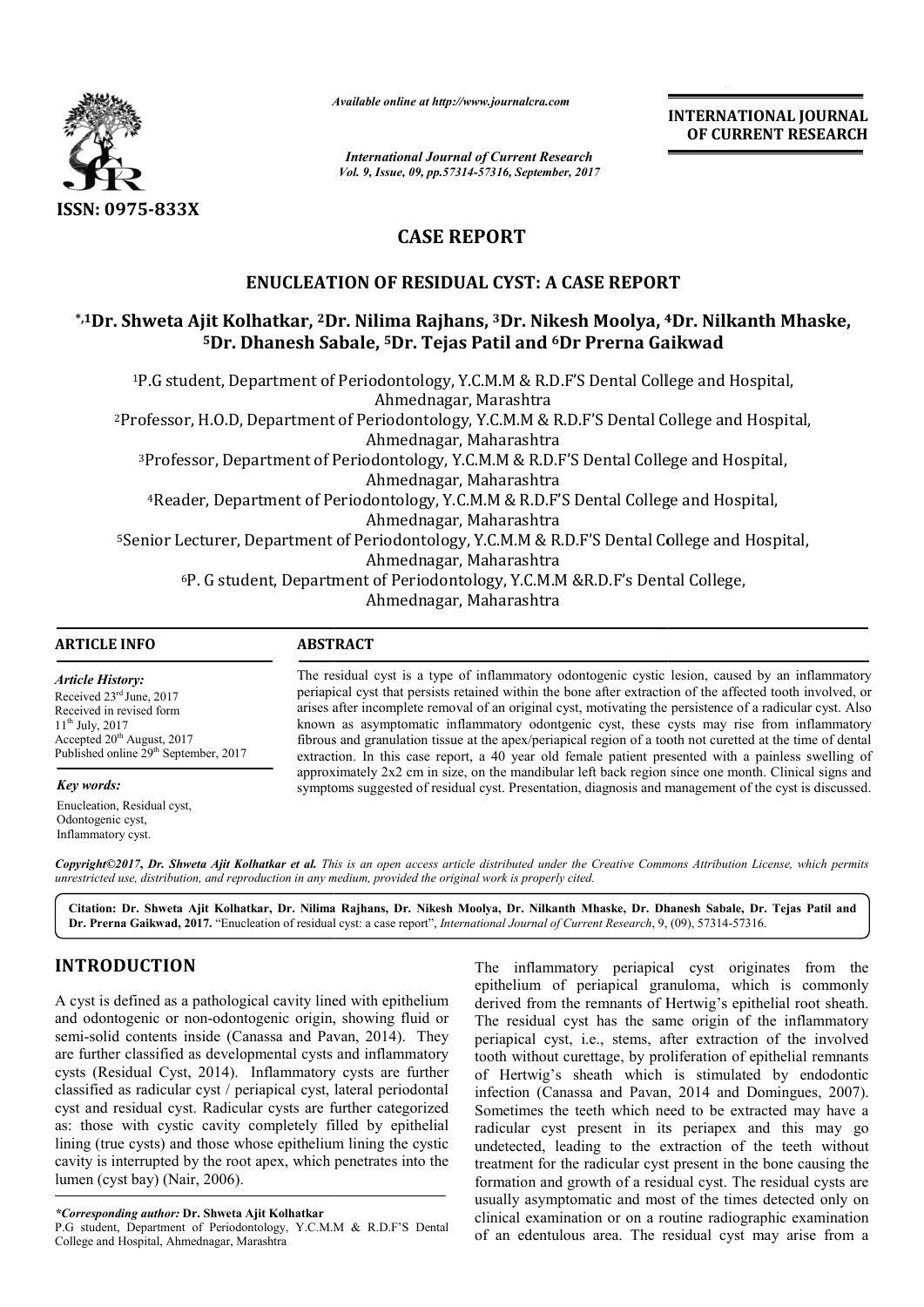*Available online at http://www.journalcra.com*

*International Journal of Current Research*
*Vol. 9, Issue, 09, pp.57314-57316, September, 2017*

**INTERNATIONAL JOURNAL OF CURRENT RESEARCH**

**ISSN: 0975-833X**

# CASE REPORT

## ENUCLEATION OF RESIDUAL CYST: A CASE REPORT

**\*,[1]Dr. Shweta Ajit Kolhatkar, [2]Dr. Nilima Rajhans, [3]Dr. Nikesh Moolya, [4]Dr. Nilkanth Mhaske, [5]Dr. Dhanesh Sabale, [5]Dr. Tejas Patil and [6]Dr Prerna Gaikwad**

[1]P.G student, Department of Periodontology, Y.C.M.M & R.D.F'S Dental College and Hospital, Ahmednagar, Marashtra

[2]Professor, H.O.D, Department of Periodontology, Y.C.M.M & R.D.F'S Dental College and Hospital, Ahmednagar, Maharashtra

[3]Professor, Department of Periodontology, Y.C.M.M & R.D.F'S Dental College and Hospital, Ahmednagar, Maharashtra

[4]Reader, Department of Periodontology, Y.C.M.M & R.D.F'S Dental College and Hospital, Ahmednagar, Maharashtra

[5]Senior Lecturer, Department of Periodontology, Y.C.M.M & R.D.F'S Dental College and Hospital, Ahmednagar, Maharashtra

[6]P. G student, Department of Periodontology, Y.C.M.M &R.D.F's Dental College, Ahmednagar, Maharashtra

**ARTICLE INFO**

*Article History:*

Received 23rd June, 2017
Received in revised form
11th July, 2017
Accepted 20th August, 2017
Published online 29th September, 2017

*Key words:*

Enucleation, Residual cyst, Odontogenic cyst, Inflammatory cyst.

**ABSTRACT**

The residual cyst is a type of inflammatory odontogenic cystic lesion, caused by an inflammatory periapical cyst that persists retained within the bone after extraction of the affected tooth involved, or arises after incomplete removal of an original cyst, motivating the persistence of a radicular cyst. Also known as asymptomatic inflammatory odontgenic cyst, these cysts may rise from inflammatory fibrous and granulation tissue at the apex/periapical region of a tooth not curetted at the time of dental extraction. In this case report, a 40 year old female patient presented with a painless swelling of approximately 2x2 cm in size, on the mandibular left back region since one month. Clinical signs and symptoms suggested of residual cyst. Presentation, diagnosis and management of the cyst is discussed.

*Copyright©2017, Dr. Shweta Ajit Kolhatkar et al. This is an open access article distributed under the Creative Commons Attribution License, which permits unrestricted use, distribution, and reproduction in any medium, provided the original work is properly cited.*

**Citation: Dr. Shweta Ajit Kolhatkar, Dr. Nilima Rajhans, Dr. Nikesh Moolya, Dr. Nilkanth Mhaske, Dr. Dhanesh Sabale, Dr. Tejas Patil and Dr. Prerna Gaikwad, 2017.** "Enucleation of residual cyst: a case report", *International Journal of Current Research*, 9, (09), 57314-57316.

# INTRODUCTION

A cyst is defined as a pathological cavity lined with epithelium and odontogenic or non-odontogenic origin, showing fluid or semi-solid contents inside (Canassa and Pavan, 2014). They are further classified as developmental cysts and inflammatory cysts (Residual Cyst, 2014). Inflammatory cysts are further classified as radicular cyst / periapical cyst, lateral periodontal cyst and residual cyst. Radicular cysts are further categorized as: those with cystic cavity completely filled by epithelial lining (true cysts) and those whose epithelium lining the cystic cavity is interrupted by the root apex, which penetrates into the lumen (cyst bay) (Nair, 2006).

The inflammatory periapical cyst originates from the epithelium of periapical granuloma, which is commonly derived from the remnants of Hertwig's epithelial root sheath. The residual cyst has the same origin of the inflammatory periapical cyst, i.e., stems, after extraction of the involved tooth without curettage, by proliferation of epithelial remnants of Hertwig's sheath which is stimulated by endodontic infection (Canassa and Pavan, 2014 and Domingues, 2007). Sometimes the teeth which need to be extracted may have a radicular cyst present in its periapex and this may go undetected, leading to the extraction of the teeth without treatment for the radicular cyst present in the bone causing the formation and growth of a residual cyst. The residual cysts are usually asymptomatic and most of the times detected only on clinical examination or on a routine radiographic examination of an edentulous area. The residual cyst may arise from a

*\*Corresponding author:* **Dr. Shweta Ajit Kolhatkar**
P.G student, Department of Periodontology, Y.C.M.M & R.D.F'S Dental College and Hospital, Ahmednagar, Marashtra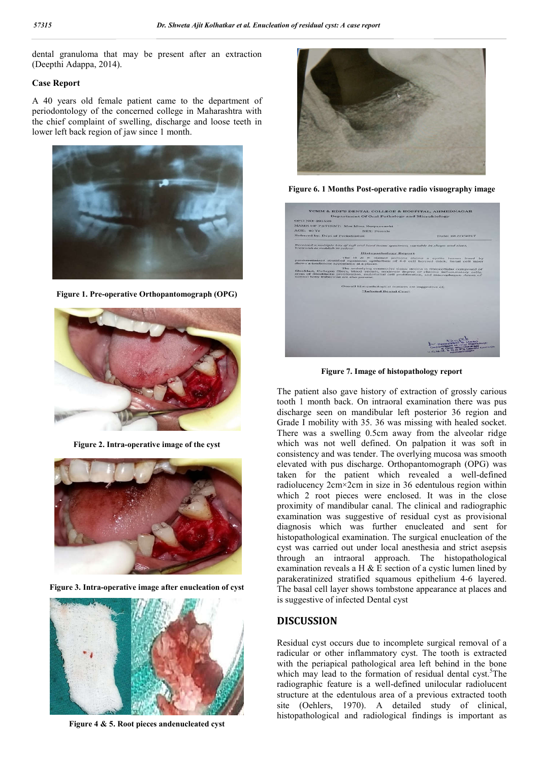dental granuloma that may be present after an extraction (Deepthi Adappa, 2014).

### Case Report

A 40 years old female patient came to the department of periodontology of the concerned college in Maharashtra with the chief complaint of swelling, discharge and loose teeth in lower left back region of jaw since 1 month.

**Figure 1. Pre-operative Orthopantomograph (OPG)**

**Figure 2. Intra-operative image of the cyst**

**Figure 3. Intra-operative image after enucleation of cyst**

**Figure 4 & 5. Root pieces andenucleated cyst**

**Figure 6. 1 Months Post-operative radio visuography image**

**Figure 7. Image of histopathology report**

The patient also gave history of extraction of grossly carious tooth 1 month back. On intraoral examination there was pus discharge seen on mandibular left posterior 36 region and Grade I mobility with 35. 36 was missing with healed socket. There was a swelling 0.5cm away from the alveolar ridge which was not well defined. On palpation it was soft in consistency and was tender. The overlying mucosa was smooth elevated with pus discharge. Orthopantomograph (OPG) was taken for the patient which revealed a well-defined radiolucency 2cm×2cm in size in 36 edentulous region within which 2 root pieces were enclosed. It was in the close proximity of mandibular canal. The clinical and radiographic examination was suggestive of residual cyst as provisional diagnosis which was further enucleated and sent for histopathological examination. The surgical enucleation of the cyst was carried out under local anesthesia and strict asepsis through an intraoral approach. The histopathological examination reveals a H & E section of a cystic lumen lined by parakeratinized stratified squamous epithelium 4-6 layered. The basal cell layer shows tombstone appearance at places and is suggestive of infected Dental cyst

## DISCUSSION

Residual cyst occurs due to incomplete surgical removal of a radicular or other inflammatory cyst. The tooth is extracted with the periapical pathological area left behind in the bone which may lead to the formation of residual dental cyst.[5] The radiographic feature is a well-defined unilocular radiolucent structure at the edentulous area of a previous extracted tooth site (Oehlers, 1970). A detailed study of clinical, histopathological and radiological findings is important as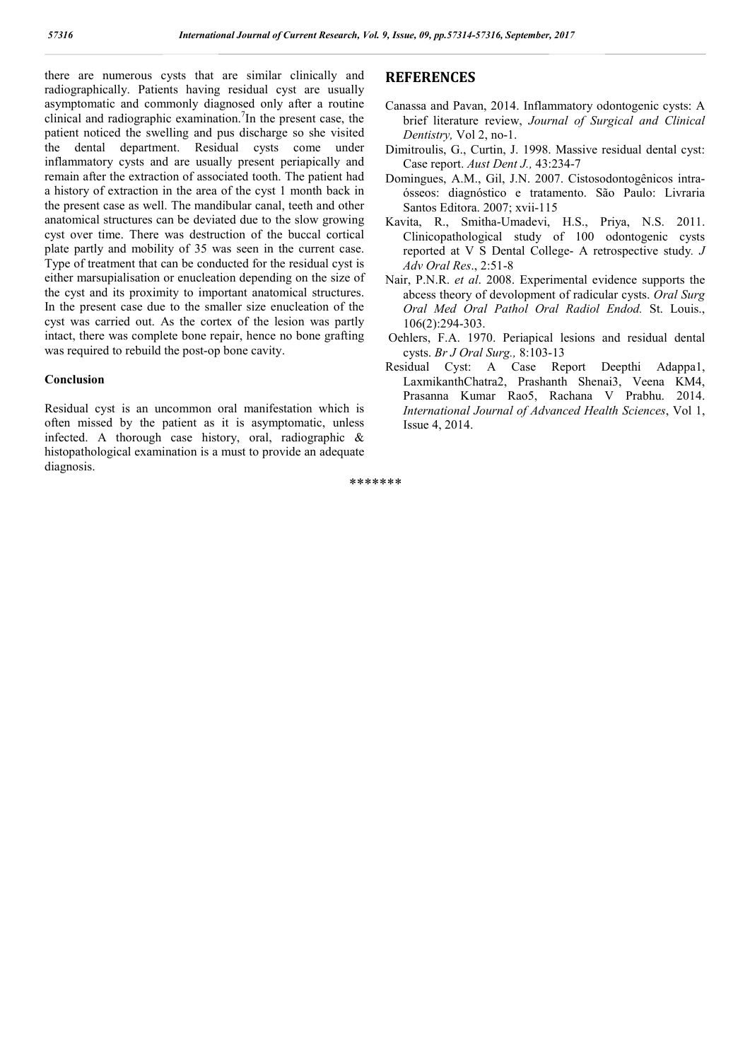there are numerous cysts that are similar clinically and radiographically. Patients having residual cyst are usually asymptomatic and commonly diagnosed only after a routine clinical and radiographic examination.[7]In the present case, the patient noticed the swelling and pus discharge so she visited the dental department. Residual cysts come under inflammatory cysts and are usually present periapically and remain after the extraction of associated tooth. The patient had a history of extraction in the area of the cyst 1 month back in the present case as well. The mandibular canal, teeth and other anatomical structures can be deviated due to the slow growing cyst over time. There was destruction of the buccal cortical plate partly and mobility of 35 was seen in the current case. Type of treatment that can be conducted for the residual cyst is either marsupialisation or enucleation depending on the size of the cyst and its proximity to important anatomical structures. In the present case due to the smaller size enucleation of the cyst was carried out. As the cortex of the lesion was partly intact, there was complete bone repair, hence no bone grafting was required to rebuild the post-op bone cavity.

### Conclusion

Residual cyst is an uncommon oral manifestation which is often missed by the patient as it is asymptomatic, unless infected. A thorough case history, oral, radiographic & histopathological examination is a must to provide an adequate diagnosis.

## REFERENCES

Canassa and Pavan, 2014. Inflammatory odontogenic cysts: A brief literature review, *Journal of Surgical and Clinical Dentistry,* Vol 2, no-1.

Dimitroulis, G., Curtin, J. 1998. Massive residual dental cyst: Case report. *Aust Dent J.,* 43:234-7

Domingues, A.M., Gil, J.N. 2007. Cistosodontogênicos intra-ósseos: diagnóstico e tratamento. São Paulo: Livraria Santos Editora. 2007; xvii-115

Kavita, R., Smitha-Umadevi, H.S., Priya, N.S. 2011. Clinicopathological study of 100 odontogenic cysts reported at V S Dental College- A retrospective study. *J Adv Oral Res*., 2:51-8

Nair, P.N.R. *et al*. 2008. Experimental evidence supports the abcess theory of devolopment of radicular cysts. *Oral Surg Oral Med Oral Pathol Oral Radiol Endod.* St. Louis., 106(2):294-303.

Oehlers, F.A. 1970. Periapical lesions and residual dental cysts. *Br J Oral Surg.,* 8:103-13

Residual Cyst: A Case Report Deepthi Adappa1, LaxmikanthChatra2, Prashanth Shenai3, Veena KM4, Prasanna Kumar Rao5, Rachana V Prabhu. 2014. *International Journal of Advanced Health Sciences*, Vol 1, Issue 4, 2014.

\*\*\*\*\*\*\*